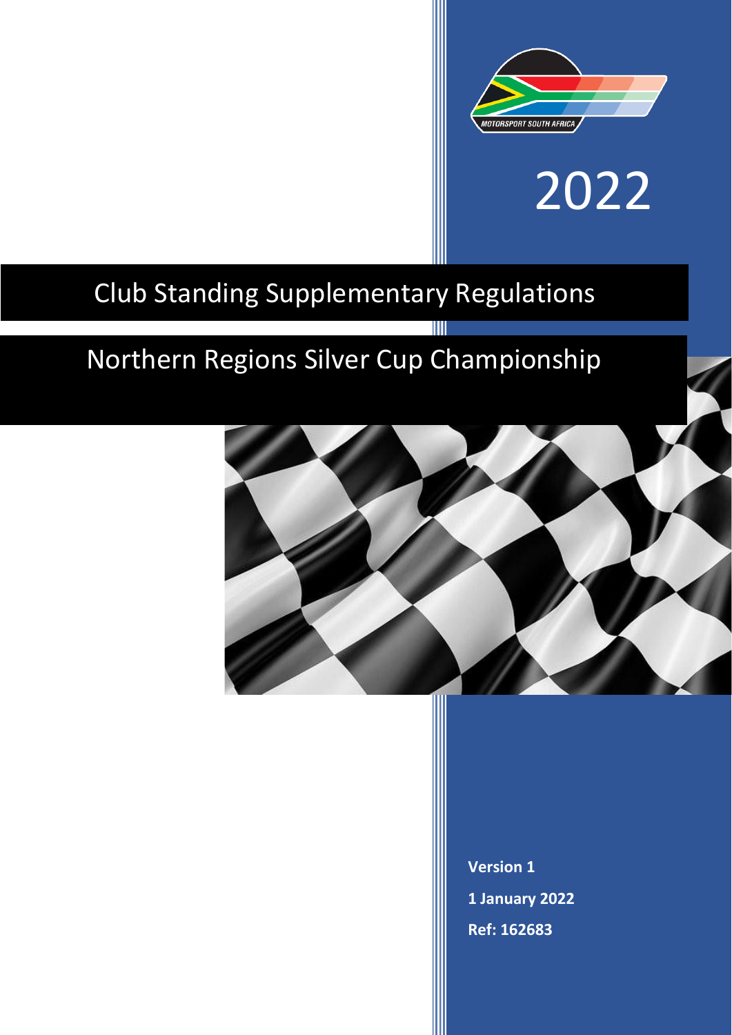MOTORSPORT SOUTH AFRICA

2022

# Club Standing Supplementary Regulations

## Northern Regions Silver Cup Championship

**Version 1**

**1 January 2022**

**Ref: 162683**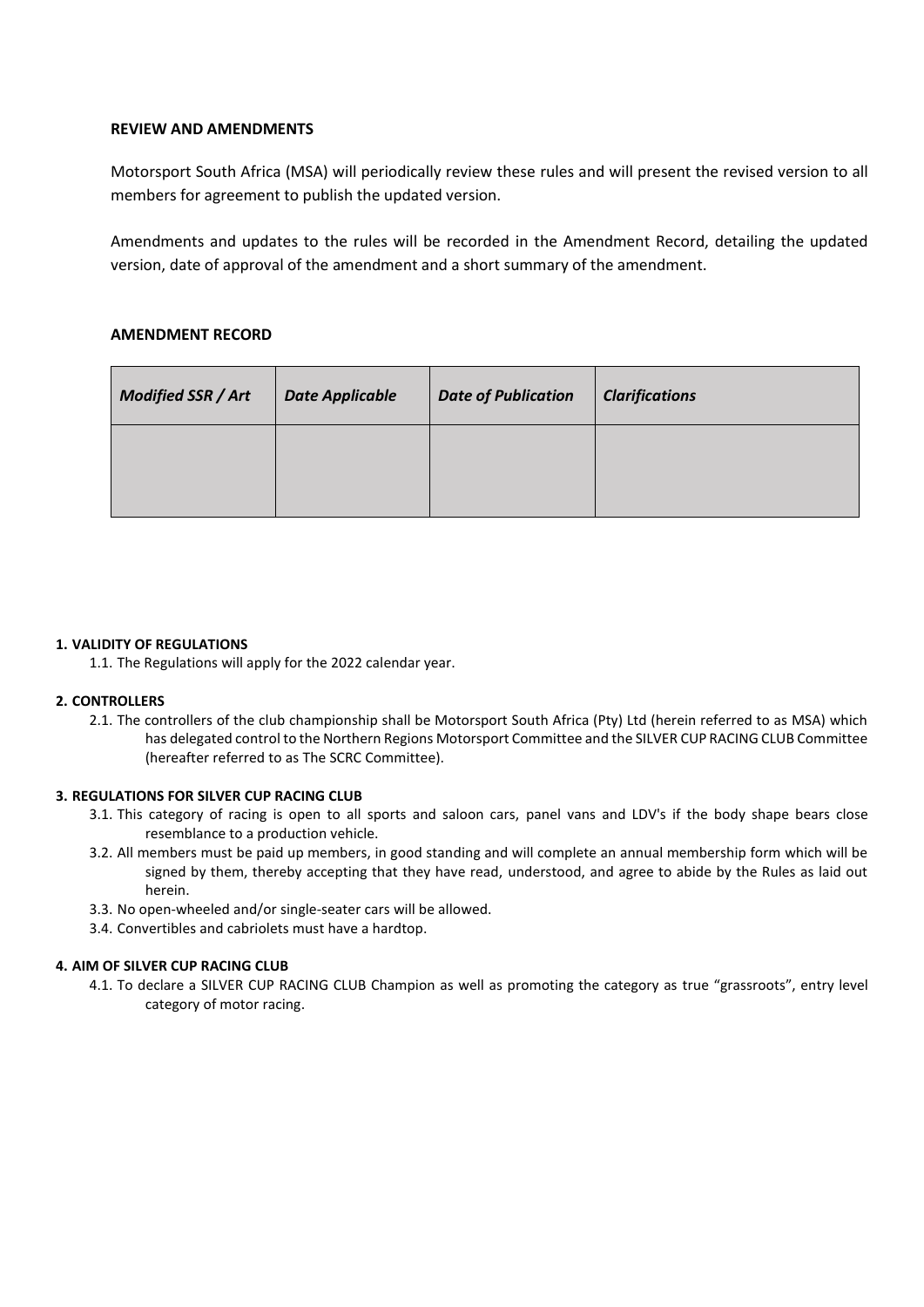**REVIEW AND AMENDMENTS**

Motorsport South Africa (MSA) will periodically review these rules and will present the revised version to all members for agreement to publish the updated version.

Amendments and updates to the rules will be recorded in the Amendment Record, detailing the updated version, date of approval of the amendment and a short summary of the amendment.

**AMENDMENT RECORD**

| *Modified SSR / Art* | *Date Applicable* | *Date of Publication* | *Clarifications* |
|---|---|---|---|
| | | | |

**1. VALIDITY OF REGULATIONS**

1.1. The Regulations will apply for the 2022 calendar year.

**2. CONTROLLERS**

2.1. The controllers of the club championship shall be Motorsport South Africa (Pty) Ltd (herein referred to as MSA) which has delegated control to the Northern Regions Motorsport Committee and the SILVER CUP RACING CLUB Committee (hereafter referred to as The SCRC Committee).

**3. REGULATIONS FOR SILVER CUP RACING CLUB**

3.1. This category of racing is open to all sports and saloon cars, panel vans and LDV's if the body shape bears close resemblance to a production vehicle.

3.2. All members must be paid up members, in good standing and will complete an annual membership form which will be signed by them, thereby accepting that they have read, understood, and agree to abide by the Rules as laid out herein.

3.3. No open-wheeled and/or single-seater cars will be allowed.

3.4. Convertibles and cabriolets must have a hardtop.

**4. AIM OF SILVER CUP RACING CLUB**

4.1. To declare a SILVER CUP RACING CLUB Champion as well as promoting the category as true "grassroots", entry level category of motor racing.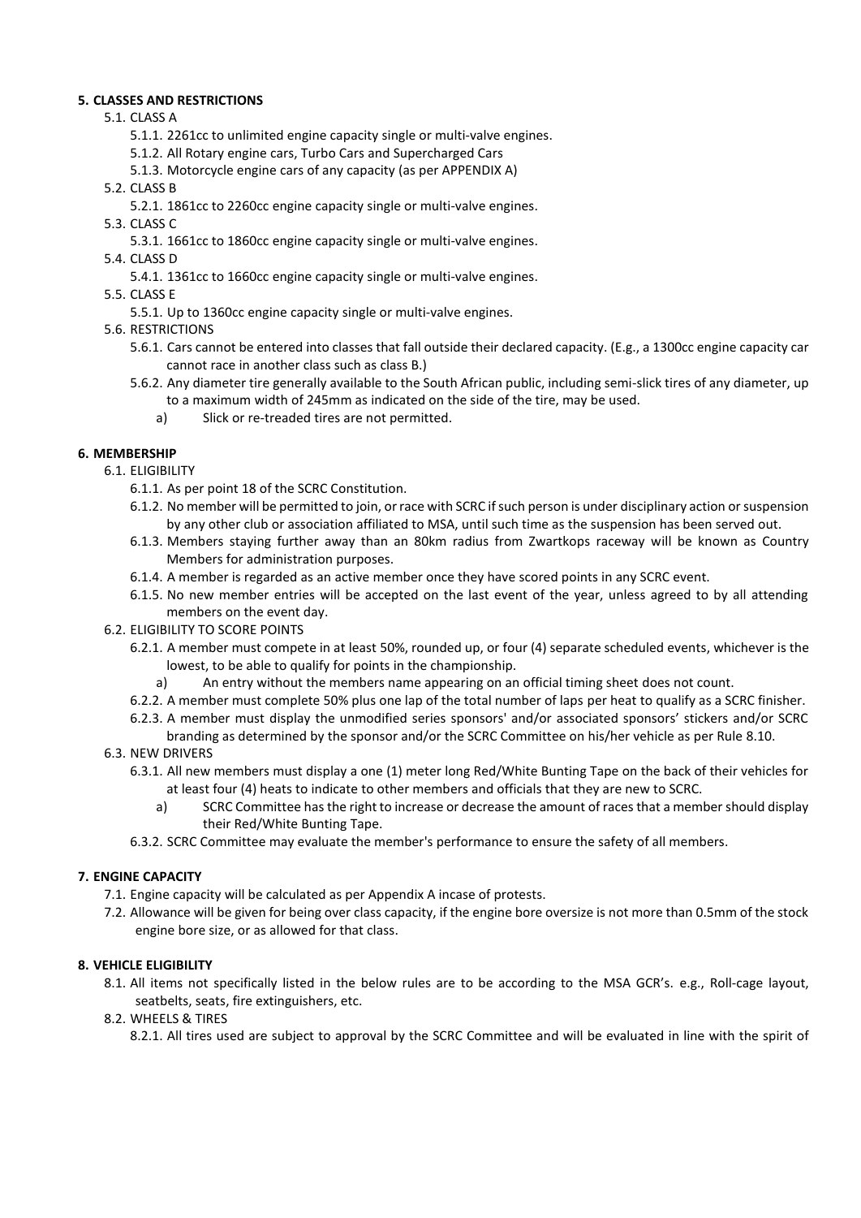**5. CLASSES AND RESTRICTIONS**

- 5.1. CLASS A
  - 5.1.1. 2261cc to unlimited engine capacity single or multi-valve engines.
  - 5.1.2. All Rotary engine cars, Turbo Cars and Supercharged Cars
  - 5.1.3. Motorcycle engine cars of any capacity (as per APPENDIX A)
- 5.2. CLASS B
  - 5.2.1. 1861cc to 2260cc engine capacity single or multi-valve engines.
- 5.3. CLASS C
  - 5.3.1. 1661cc to 1860cc engine capacity single or multi-valve engines.
- 5.4. CLASS D
  - 5.4.1. 1361cc to 1660cc engine capacity single or multi-valve engines.
- 5.5. CLASS E
  - 5.5.1. Up to 1360cc engine capacity single or multi-valve engines.
- 5.6. RESTRICTIONS
  - 5.6.1. Cars cannot be entered into classes that fall outside their declared capacity. (E.g., a 1300cc engine capacity car cannot race in another class such as class B.)
  - 5.6.2. Any diameter tire generally available to the South African public, including semi-slick tires of any diameter, up to a maximum width of 245mm as indicated on the side of the tire, may be used.
    - a) Slick or re-treaded tires are not permitted.

**6. MEMBERSHIP**

- 6.1. ELIGIBILITY
  - 6.1.1. As per point 18 of the SCRC Constitution.
  - 6.1.2. No member will be permitted to join, or race with SCRC if such person is under disciplinary action or suspension by any other club or association affiliated to MSA, until such time as the suspension has been served out.
  - 6.1.3. Members staying further away than an 80km radius from Zwartkops raceway will be known as Country Members for administration purposes.
  - 6.1.4. A member is regarded as an active member once they have scored points in any SCRC event.
  - 6.1.5. No new member entries will be accepted on the last event of the year, unless agreed to by all attending members on the event day.
- 6.2. ELIGIBILITY TO SCORE POINTS
  - 6.2.1. A member must compete in at least 50%, rounded up, or four (4) separate scheduled events, whichever is the lowest, to be able to qualify for points in the championship.
    - a) An entry without the members name appearing on an official timing sheet does not count.
  - 6.2.2. A member must complete 50% plus one lap of the total number of laps per heat to qualify as a SCRC finisher.
  - 6.2.3. A member must display the unmodified series sponsors' and/or associated sponsors' stickers and/or SCRC branding as determined by the sponsor and/or the SCRC Committee on his/her vehicle as per Rule 8.10.
- 6.3. NEW DRIVERS
  - 6.3.1. All new members must display a one (1) meter long Red/White Bunting Tape on the back of their vehicles for at least four (4) heats to indicate to other members and officials that they are new to SCRC.
    - a) SCRC Committee has the right to increase or decrease the amount of races that a member should display their Red/White Bunting Tape.
  - 6.3.2. SCRC Committee may evaluate the member's performance to ensure the safety of all members.

**7. ENGINE CAPACITY**

- 7.1. Engine capacity will be calculated as per Appendix A incase of protests.
- 7.2. Allowance will be given for being over class capacity, if the engine bore oversize is not more than 0.5mm of the stock engine bore size, or as allowed for that class.

**8. VEHICLE ELIGIBILITY**

- 8.1. All items not specifically listed in the below rules are to be according to the MSA GCR's. e.g., Roll-cage layout, seatbelts, seats, fire extinguishers, etc.
- 8.2. WHEELS & TIRES
  - 8.2.1. All tires used are subject to approval by the SCRC Committee and will be evaluated in line with the spirit of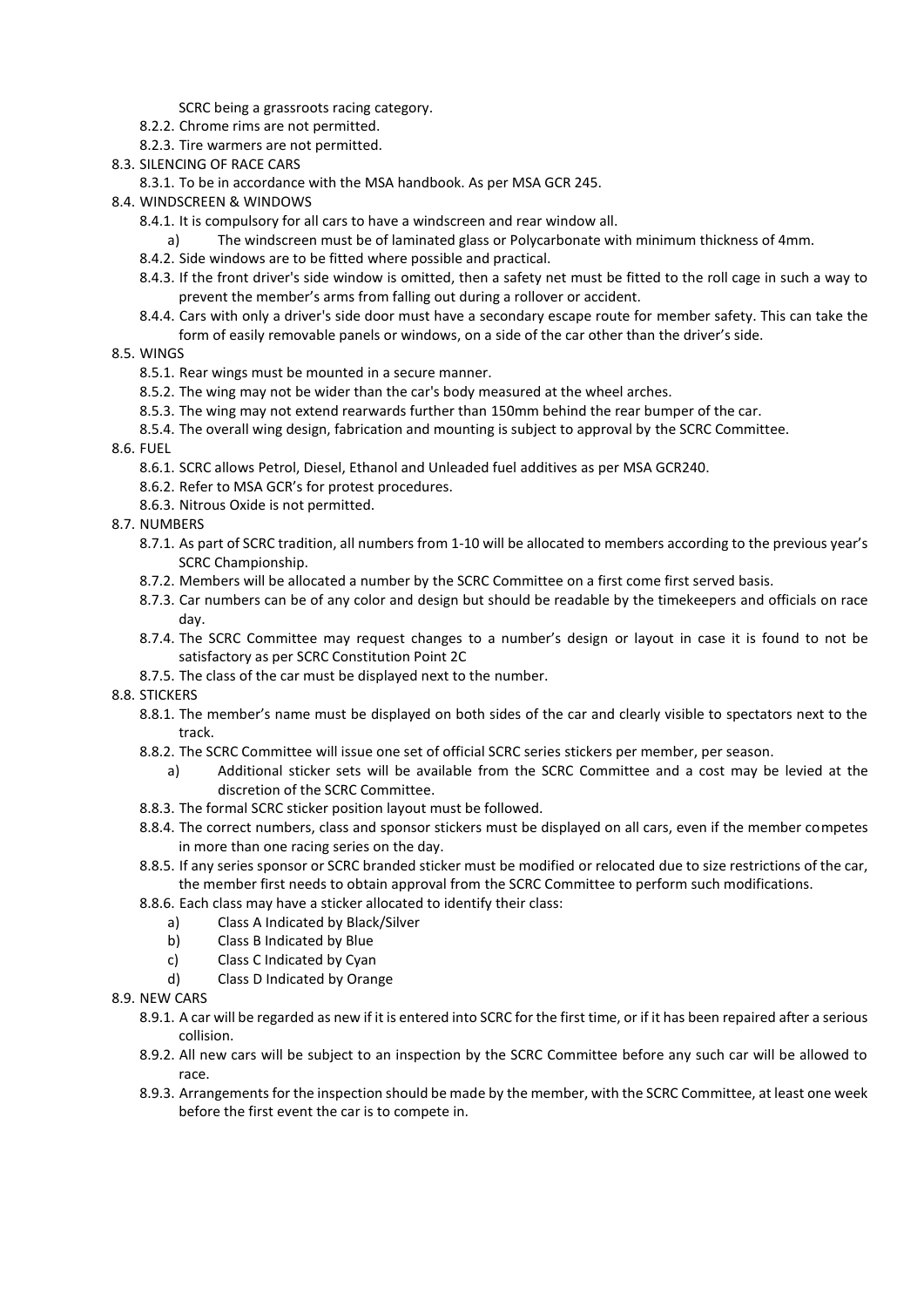SCRC being a grassroots racing category.

8.2.2. Chrome rims are not permitted.

8.2.3. Tire warmers are not permitted.

8.3. SILENCING OF RACE CARS

8.3.1. To be in accordance with the MSA handbook. As per MSA GCR 245.

8.4. WINDSCREEN & WINDOWS

8.4.1. It is compulsory for all cars to have a windscreen and rear window all.

a) The windscreen must be of laminated glass or Polycarbonate with minimum thickness of 4mm.

8.4.2. Side windows are to be fitted where possible and practical.

8.4.3. If the front driver's side window is omitted, then a safety net must be fitted to the roll cage in such a way to prevent the member's arms from falling out during a rollover or accident.

8.4.4. Cars with only a driver's side door must have a secondary escape route for member safety. This can take the form of easily removable panels or windows, on a side of the car other than the driver's side.

8.5. WINGS

8.5.1. Rear wings must be mounted in a secure manner.

8.5.2. The wing may not be wider than the car's body measured at the wheel arches.

8.5.3. The wing may not extend rearwards further than 150mm behind the rear bumper of the car.

8.5.4. The overall wing design, fabrication and mounting is subject to approval by the SCRC Committee.

8.6. FUEL

8.6.1. SCRC allows Petrol, Diesel, Ethanol and Unleaded fuel additives as per MSA GCR240.

8.6.2. Refer to MSA GCR's for protest procedures.

8.6.3. Nitrous Oxide is not permitted.

8.7. NUMBERS

8.7.1. As part of SCRC tradition, all numbers from 1-10 will be allocated to members according to the previous year's SCRC Championship.

8.7.2. Members will be allocated a number by the SCRC Committee on a first come first served basis.

8.7.3. Car numbers can be of any color and design but should be readable by the timekeepers and officials on race day.

8.7.4. The SCRC Committee may request changes to a number's design or layout in case it is found to not be satisfactory as per SCRC Constitution Point 2C

8.7.5. The class of the car must be displayed next to the number.

8.8. STICKERS

8.8.1. The member's name must be displayed on both sides of the car and clearly visible to spectators next to the track.

8.8.2. The SCRC Committee will issue one set of official SCRC series stickers per member, per season.

a) Additional sticker sets will be available from the SCRC Committee and a cost may be levied at the discretion of the SCRC Committee.

8.8.3. The formal SCRC sticker position layout must be followed.

8.8.4. The correct numbers, class and sponsor stickers must be displayed on all cars, even if the member competes in more than one racing series on the day.

8.8.5. If any series sponsor or SCRC branded sticker must be modified or relocated due to size restrictions of the car, the member first needs to obtain approval from the SCRC Committee to perform such modifications.

8.8.6. Each class may have a sticker allocated to identify their class:

a) Class A Indicated by Black/Silver

b) Class B Indicated by Blue

c) Class C Indicated by Cyan

d) Class D Indicated by Orange

8.9. NEW CARS

8.9.1. A car will be regarded as new if it is entered into SCRC for the first time, or if it has been repaired after a serious collision.

8.9.2. All new cars will be subject to an inspection by the SCRC Committee before any such car will be allowed to race.

8.9.3. Arrangements for the inspection should be made by the member, with the SCRC Committee, at least one week before the first event the car is to compete in.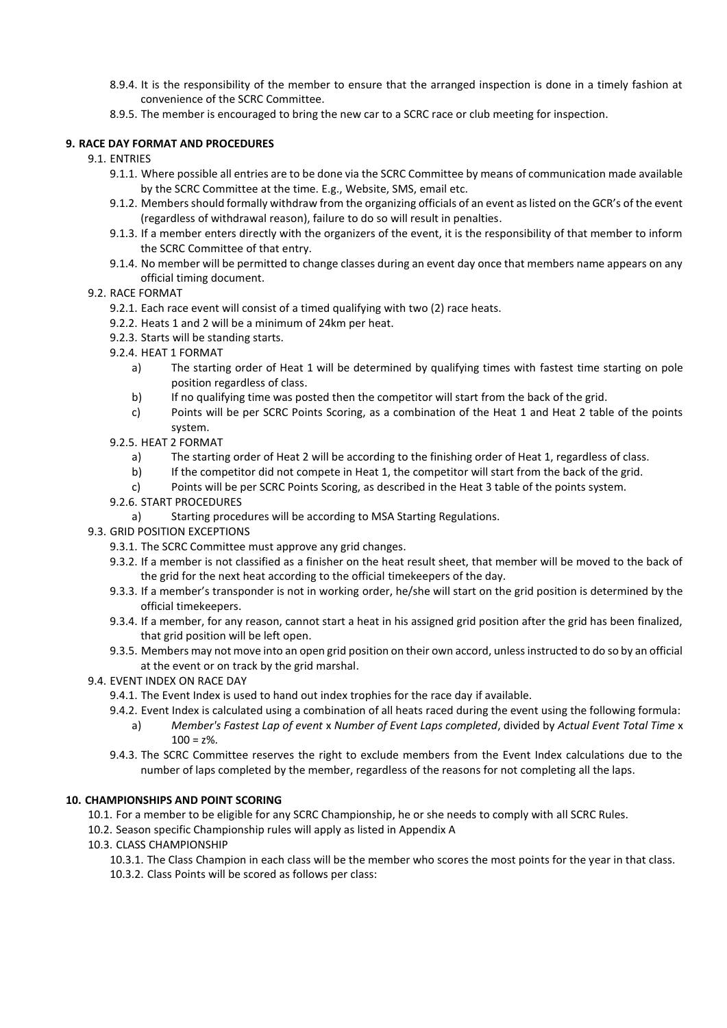8.9.4. It is the responsibility of the member to ensure that the arranged inspection is done in a timely fashion at convenience of the SCRC Committee.

8.9.5. The member is encouraged to bring the new car to a SCRC race or club meeting for inspection.

## 9. RACE DAY FORMAT AND PROCEDURES

9.1. ENTRIES

9.1.1. Where possible all entries are to be done via the SCRC Committee by means of communication made available by the SCRC Committee at the time. E.g., Website, SMS, email etc.

9.1.2. Members should formally withdraw from the organizing officials of an event as listed on the GCR's of the event (regardless of withdrawal reason), failure to do so will result in penalties.

9.1.3. If a member enters directly with the organizers of the event, it is the responsibility of that member to inform the SCRC Committee of that entry.

9.1.4. No member will be permitted to change classes during an event day once that members name appears on any official timing document.

9.2. RACE FORMAT

9.2.1. Each race event will consist of a timed qualifying with two (2) race heats.

9.2.2. Heats 1 and 2 will be a minimum of 24km per heat.

9.2.3. Starts will be standing starts.

9.2.4. HEAT 1 FORMAT

a) The starting order of Heat 1 will be determined by qualifying times with fastest time starting on pole position regardless of class.

b) If no qualifying time was posted then the competitor will start from the back of the grid.

c) Points will be per SCRC Points Scoring, as a combination of the Heat 1 and Heat 2 table of the points system.

9.2.5. HEAT 2 FORMAT

a) The starting order of Heat 2 will be according to the finishing order of Heat 1, regardless of class.

b) If the competitor did not compete in Heat 1, the competitor will start from the back of the grid.

c) Points will be per SCRC Points Scoring, as described in the Heat 3 table of the points system.

9.2.6. START PROCEDURES

a) Starting procedures will be according to MSA Starting Regulations.

9.3. GRID POSITION EXCEPTIONS

9.3.1. The SCRC Committee must approve any grid changes.

9.3.2. If a member is not classified as a finisher on the heat result sheet, that member will be moved to the back of the grid for the next heat according to the official timekeepers of the day.

9.3.3. If a member's transponder is not in working order, he/she will start on the grid position is determined by the official timekeepers.

9.3.4. If a member, for any reason, cannot start a heat in his assigned grid position after the grid has been finalized, that grid position will be left open.

9.3.5. Members may not move into an open grid position on their own accord, unless instructed to do so by an official at the event or on track by the grid marshal.

9.4. EVENT INDEX ON RACE DAY

9.4.1. The Event Index is used to hand out index trophies for the race day if available.

9.4.2. Event Index is calculated using a combination of all heats raced during the event using the following formula:

a) *Member's Fastest Lap of event* x *Number of Event Laps completed*, divided by *Actual Event Total Time* x 100 = z%.

9.4.3. The SCRC Committee reserves the right to exclude members from the Event Index calculations due to the number of laps completed by the member, regardless of the reasons for not completing all the laps.

## 10. CHAMPIONSHIPS AND POINT SCORING

10.1. For a member to be eligible for any SCRC Championship, he or she needs to comply with all SCRC Rules.

10.2. Season specific Championship rules will apply as listed in Appendix A

10.3. CLASS CHAMPIONSHIP

10.3.1. The Class Champion in each class will be the member who scores the most points for the year in that class.

10.3.2. Class Points will be scored as follows per class: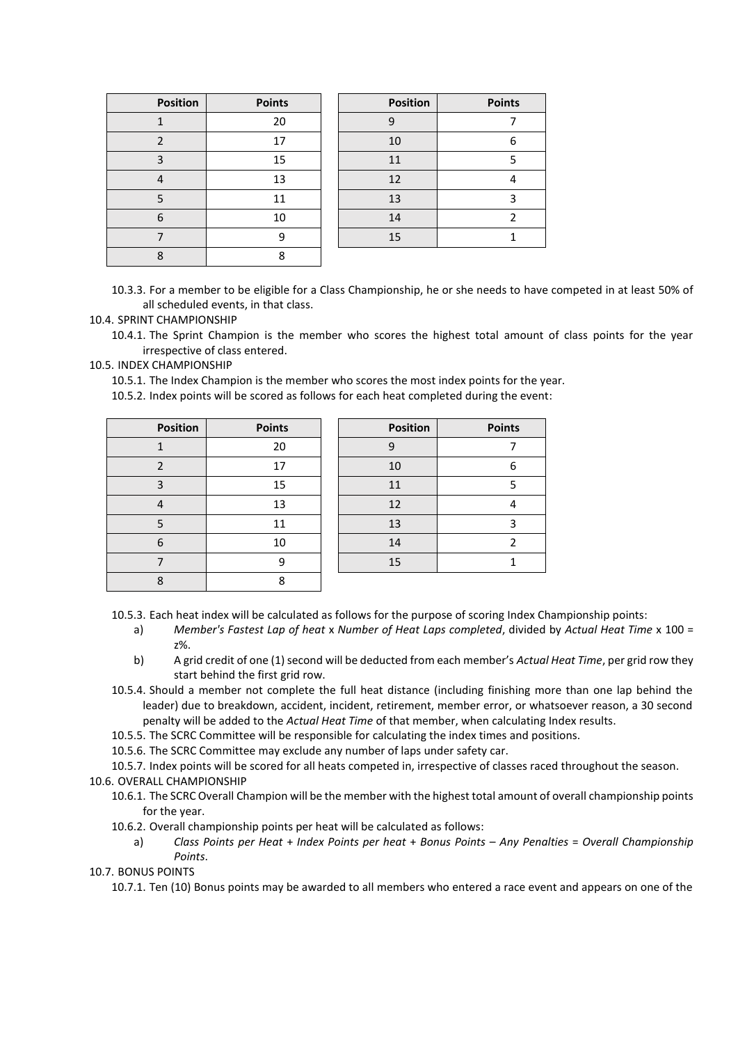| Position | Points |
|---|---|
| 1 | 20 |
| 2 | 17 |
| 3 | 15 |
| 4 | 13 |
| 5 | 11 |
| 6 | 10 |
| 7 | 9 |
| 8 | 8 |

| Position | Points |
|---|---|
| 9 | 7 |
| 10 | 6 |
| 11 | 5 |
| 12 | 4 |
| 13 | 3 |
| 14 | 2 |
| 15 | 1 |

10.3.3. For a member to be eligible for a Class Championship, he or she needs to have competed in at least 50% of all scheduled events, in that class.

10.4. SPRINT CHAMPIONSHIP

10.4.1. The Sprint Champion is the member who scores the highest total amount of class points for the year irrespective of class entered.

10.5. INDEX CHAMPIONSHIP

10.5.1. The Index Champion is the member who scores the most index points for the year.

10.5.2. Index points will be scored as follows for each heat completed during the event:

| Position | Points |
|---|---|
| 1 | 20 |
| 2 | 17 |
| 3 | 15 |
| 4 | 13 |
| 5 | 11 |
| 6 | 10 |
| 7 | 9 |
| 8 | 8 |

| Position | Points |
|---|---|
| 9 | 7 |
| 10 | 6 |
| 11 | 5 |
| 12 | 4 |
| 13 | 3 |
| 14 | 2 |
| 15 | 1 |

10.5.3. Each heat index will be calculated as follows for the purpose of scoring Index Championship points:

a) *Member's Fastest Lap of heat* x *Number of Heat Laps completed*, divided by *Actual Heat Time* x 100 = z%.

b) A grid credit of one (1) second will be deducted from each member's *Actual Heat Time*, per grid row they start behind the first grid row.

10.5.4. Should a member not complete the full heat distance (including finishing more than one lap behind the leader) due to breakdown, accident, incident, retirement, member error, or whatsoever reason, a 30 second penalty will be added to the *Actual Heat Time* of that member, when calculating Index results.

10.5.5. The SCRC Committee will be responsible for calculating the index times and positions.

10.5.6. The SCRC Committee may exclude any number of laps under safety car.

10.5.7. Index points will be scored for all heats competed in, irrespective of classes raced throughout the season.

10.6. OVERALL CHAMPIONSHIP

10.6.1. The SCRC Overall Champion will be the member with the highest total amount of overall championship points for the year.

10.6.2. Overall championship points per heat will be calculated as follows:

a) *Class Points per Heat + Index Points per heat + Bonus Points – Any Penalties = Overall Championship Points*.

10.7. BONUS POINTS

10.7.1. Ten (10) Bonus points may be awarded to all members who entered a race event and appears on one of the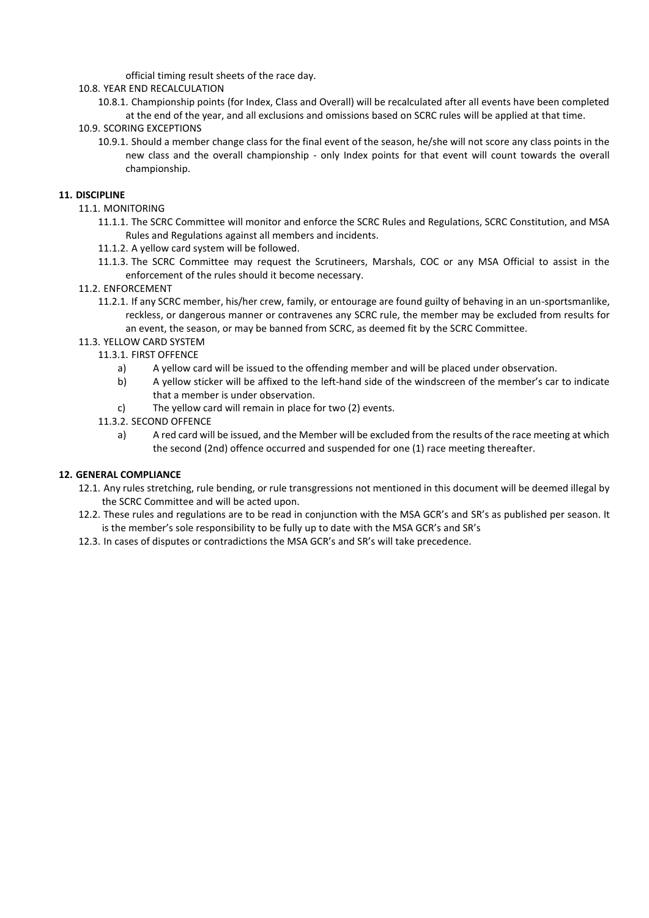official timing result sheets of the race day.

10.8. YEAR END RECALCULATION

10.8.1. Championship points (for Index, Class and Overall) will be recalculated after all events have been completed at the end of the year, and all exclusions and omissions based on SCRC rules will be applied at that time.

10.9. SCORING EXCEPTIONS

10.9.1. Should a member change class for the final event of the season, he/she will not score any class points in the new class and the overall championship - only Index points for that event will count towards the overall championship.

**11. DISCIPLINE**

11.1. MONITORING

11.1.1. The SCRC Committee will monitor and enforce the SCRC Rules and Regulations, SCRC Constitution, and MSA Rules and Regulations against all members and incidents.

11.1.2. A yellow card system will be followed.

11.1.3. The SCRC Committee may request the Scrutineers, Marshals, COC or any MSA Official to assist in the enforcement of the rules should it become necessary.

11.2. ENFORCEMENT

11.2.1. If any SCRC member, his/her crew, family, or entourage are found guilty of behaving in an un-sportsmanlike, reckless, or dangerous manner or contravenes any SCRC rule, the member may be excluded from results for an event, the season, or may be banned from SCRC, as deemed fit by the SCRC Committee.

11.3. YELLOW CARD SYSTEM

11.3.1. FIRST OFFENCE

a) A yellow card will be issued to the offending member and will be placed under observation.

b) A yellow sticker will be affixed to the left-hand side of the windscreen of the member's car to indicate that a member is under observation.

c) The yellow card will remain in place for two (2) events.

11.3.2. SECOND OFFENCE

a) A red card will be issued, and the Member will be excluded from the results of the race meeting at which the second (2nd) offence occurred and suspended for one (1) race meeting thereafter.

**12. GENERAL COMPLIANCE**

12.1. Any rules stretching, rule bending, or rule transgressions not mentioned in this document will be deemed illegal by the SCRC Committee and will be acted upon.

12.2. These rules and regulations are to be read in conjunction with the MSA GCR's and SR's as published per season. It is the member's sole responsibility to be fully up to date with the MSA GCR's and SR's

12.3. In cases of disputes or contradictions the MSA GCR's and SR's will take precedence.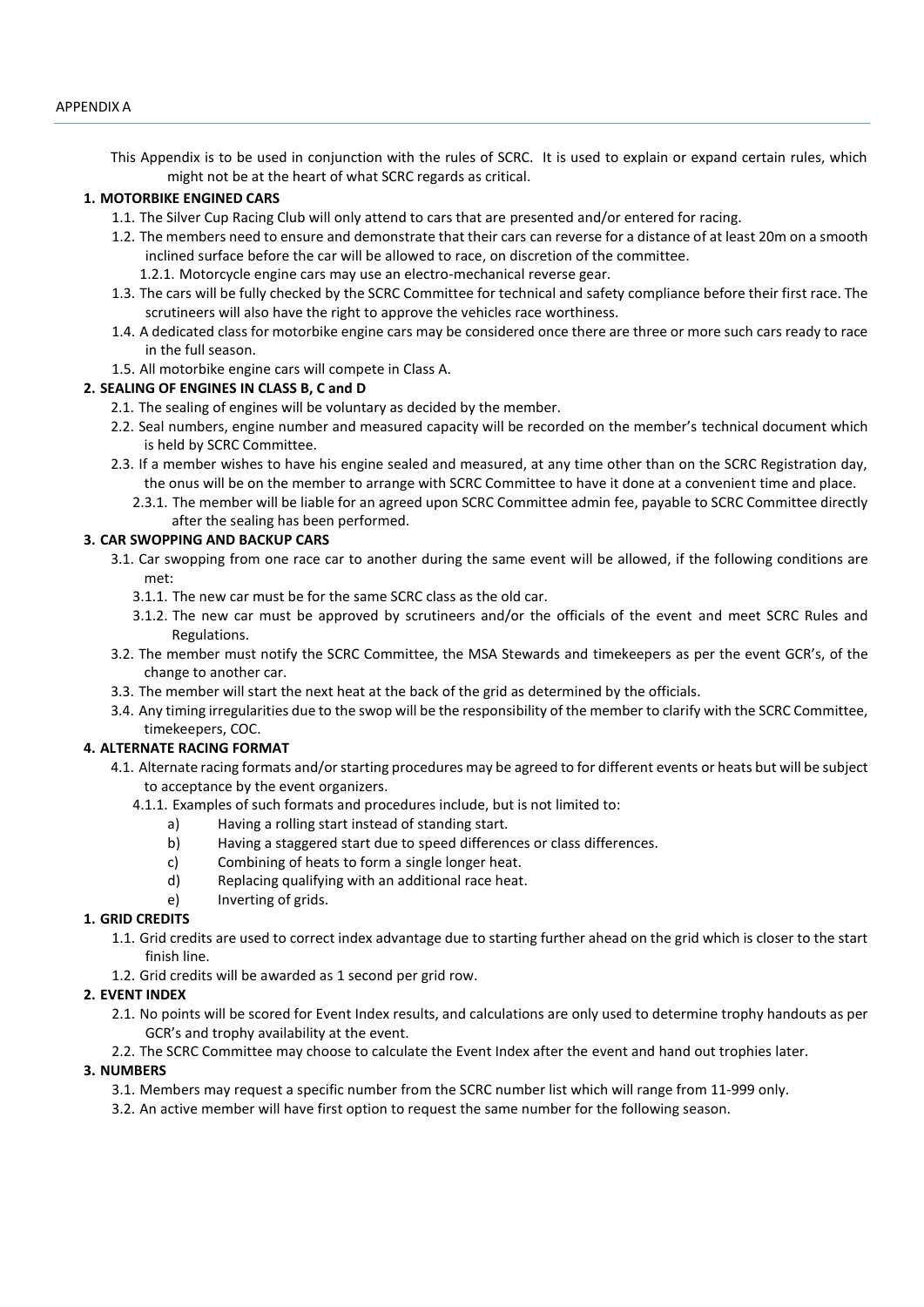APPENDIX A

This Appendix is to be used in conjunction with the rules of SCRC. It is used to explain or expand certain rules, which might not be at the heart of what SCRC regards as critical.

**1. MOTORBIKE ENGINED CARS**

1.1. The Silver Cup Racing Club will only attend to cars that are presented and/or entered for racing.

1.2. The members need to ensure and demonstrate that their cars can reverse for a distance of at least 20m on a smooth inclined surface before the car will be allowed to race, on discretion of the committee.

1.2.1. Motorcycle engine cars may use an electro-mechanical reverse gear.

1.3. The cars will be fully checked by the SCRC Committee for technical and safety compliance before their first race. The scrutineers will also have the right to approve the vehicles race worthiness.

1.4. A dedicated class for motorbike engine cars may be considered once there are three or more such cars ready to race in the full season.

1.5. All motorbike engine cars will compete in Class A.

**2. SEALING OF ENGINES IN CLASS B, C and D**

2.1. The sealing of engines will be voluntary as decided by the member.

2.2. Seal numbers, engine number and measured capacity will be recorded on the member's technical document which is held by SCRC Committee.

2.3. If a member wishes to have his engine sealed and measured, at any time other than on the SCRC Registration day, the onus will be on the member to arrange with SCRC Committee to have it done at a convenient time and place.

2.3.1. The member will be liable for an agreed upon SCRC Committee admin fee, payable to SCRC Committee directly after the sealing has been performed.

**3. CAR SWOPPING AND BACKUP CARS**

3.1. Car swopping from one race car to another during the same event will be allowed, if the following conditions are met:

3.1.1. The new car must be for the same SCRC class as the old car.

3.1.2. The new car must be approved by scrutineers and/or the officials of the event and meet SCRC Rules and Regulations.

3.2. The member must notify the SCRC Committee, the MSA Stewards and timekeepers as per the event GCR's, of the change to another car.

3.3. The member will start the next heat at the back of the grid as determined by the officials.

3.4. Any timing irregularities due to the swop will be the responsibility of the member to clarify with the SCRC Committee, timekeepers, COC.

**4. ALTERNATE RACING FORMAT**

4.1. Alternate racing formats and/or starting procedures may be agreed to for different events or heats but will be subject to acceptance by the event organizers.

4.1.1. Examples of such formats and procedures include, but is not limited to:

a) Having a rolling start instead of standing start.

b) Having a staggered start due to speed differences or class differences.

c) Combining of heats to form a single longer heat.

d) Replacing qualifying with an additional race heat.

e) Inverting of grids.

**1. GRID CREDITS**

1.1. Grid credits are used to correct index advantage due to starting further ahead on the grid which is closer to the start finish line.

1.2. Grid credits will be awarded as 1 second per grid row.

**2. EVENT INDEX**

2.1. No points will be scored for Event Index results, and calculations are only used to determine trophy handouts as per GCR's and trophy availability at the event.

2.2. The SCRC Committee may choose to calculate the Event Index after the event and hand out trophies later.

**3. NUMBERS**

3.1. Members may request a specific number from the SCRC number list which will range from 11-999 only.

3.2. An active member will have first option to request the same number for the following season.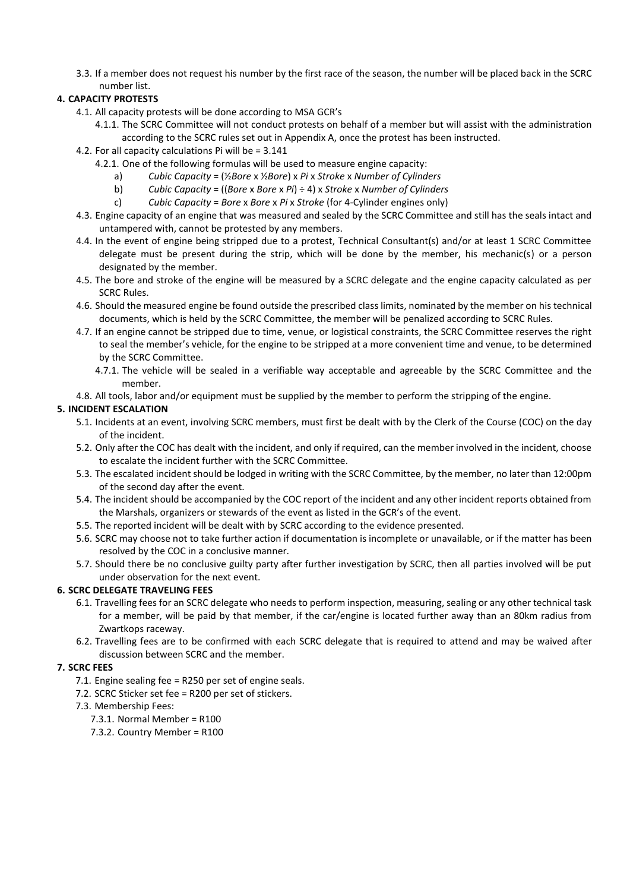3.3. If a member does not request his number by the first race of the season, the number will be placed back in the SCRC number list.

**4. CAPACITY PROTESTS**

4.1. All capacity protests will be done according to MSA GCR's

4.1.1. The SCRC Committee will not conduct protests on behalf of a member but will assist with the administration according to the SCRC rules set out in Appendix A, once the protest has been instructed.

4.2. For all capacity calculations Pi will be = 3.141

4.2.1. One of the following formulas will be used to measure engine capacity:

a) *Cubic Capacity* = (½*Bore* x ½*Bore*) x *Pi* x *Stroke* x *Number of Cylinders*

b) *Cubic Capacity* = ((*Bore* x *Bore* x *Pi*) ÷ 4) x *Stroke* x *Number of Cylinders*

c) *Cubic Capacity* = *Bore* x *Bore* x *Pi* x *Stroke* (for 4-Cylinder engines only)

4.3. Engine capacity of an engine that was measured and sealed by the SCRC Committee and still has the seals intact and untampered with, cannot be protested by any members.

4.4. In the event of engine being stripped due to a protest, Technical Consultant(s) and/or at least 1 SCRC Committee delegate must be present during the strip, which will be done by the member, his mechanic(s) or a person designated by the member.

4.5. The bore and stroke of the engine will be measured by a SCRC delegate and the engine capacity calculated as per SCRC Rules.

4.6. Should the measured engine be found outside the prescribed class limits, nominated by the member on his technical documents, which is held by the SCRC Committee, the member will be penalized according to SCRC Rules.

4.7. If an engine cannot be stripped due to time, venue, or logistical constraints, the SCRC Committee reserves the right to seal the member's vehicle, for the engine to be stripped at a more convenient time and venue, to be determined by the SCRC Committee.

4.7.1. The vehicle will be sealed in a verifiable way acceptable and agreeable by the SCRC Committee and the member.

4.8. All tools, labor and/or equipment must be supplied by the member to perform the stripping of the engine.

**5. INCIDENT ESCALATION**

5.1. Incidents at an event, involving SCRC members, must first be dealt with by the Clerk of the Course (COC) on the day of the incident.

5.2. Only after the COC has dealt with the incident, and only if required, can the member involved in the incident, choose to escalate the incident further with the SCRC Committee.

5.3. The escalated incident should be lodged in writing with the SCRC Committee, by the member, no later than 12:00pm of the second day after the event.

5.4. The incident should be accompanied by the COC report of the incident and any other incident reports obtained from the Marshals, organizers or stewards of the event as listed in the GCR's of the event.

5.5. The reported incident will be dealt with by SCRC according to the evidence presented.

5.6. SCRC may choose not to take further action if documentation is incomplete or unavailable, or if the matter has been resolved by the COC in a conclusive manner.

5.7. Should there be no conclusive guilty party after further investigation by SCRC, then all parties involved will be put under observation for the next event.

**6. SCRC DELEGATE TRAVELING FEES**

6.1. Travelling fees for an SCRC delegate who needs to perform inspection, measuring, sealing or any other technical task for a member, will be paid by that member, if the car/engine is located further away than an 80km radius from Zwartkops raceway.

6.2. Travelling fees are to be confirmed with each SCRC delegate that is required to attend and may be waived after discussion between SCRC and the member.

**7. SCRC FEES**

7.1. Engine sealing fee = R250 per set of engine seals.

7.2. SCRC Sticker set fee = R200 per set of stickers.

7.3. Membership Fees:

7.3.1. Normal Member = R100

7.3.2. Country Member = R100